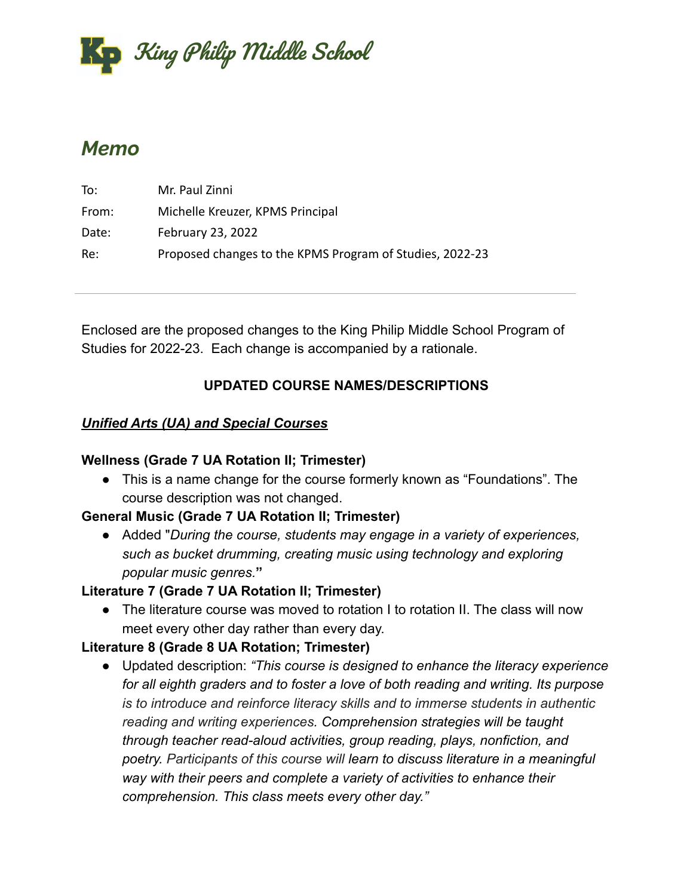# King Philip Middle School

## *Memo*

| | |
|---|---|
| To: | Mr. Paul Zinni |
| From: | Michelle Kreuzer, KPMS Principal |
| Date: | February 23, 2022 |
| Re: | Proposed changes to the KPMS Program of Studies, 2022-23 |

---

Enclosed are the proposed changes to the King Philip Middle School Program of Studies for 2022-23. Each change is accompanied by a rationale.

**UPDATED COURSE NAMES/DESCRIPTIONS**

***Unified Arts (UA) and Special Courses***

**Wellness (Grade 7 UA Rotation II; Trimester)**

- This is a name change for the course formerly known as "Foundations". The course description was not changed.

**General Music (Grade 7 UA Rotation II; Trimester)**

- Added "*During the course, students may engage in a variety of experiences, such as bucket drumming, creating music using technology and exploring popular music genres.*"

**Literature 7 (Grade 7 UA Rotation II; Trimester)**

- The literature course was moved to rotation I to rotation II. The class will now meet every other day rather than every day.

**Literature 8 (Grade 8 UA Rotation; Trimester)**

- Updated description: *"This course is designed to enhance the literacy experience for all eighth graders and to foster a love of both reading and writing. Its purpose is to introduce and reinforce literacy skills and to immerse students in authentic reading and writing experiences. Comprehension strategies will be taught through teacher read-aloud activities, group reading, plays, nonfiction, and poetry. Participants of this course will learn to discuss literature in a meaningful way with their peers and complete a variety of activities to enhance their comprehension. This class meets every other day."*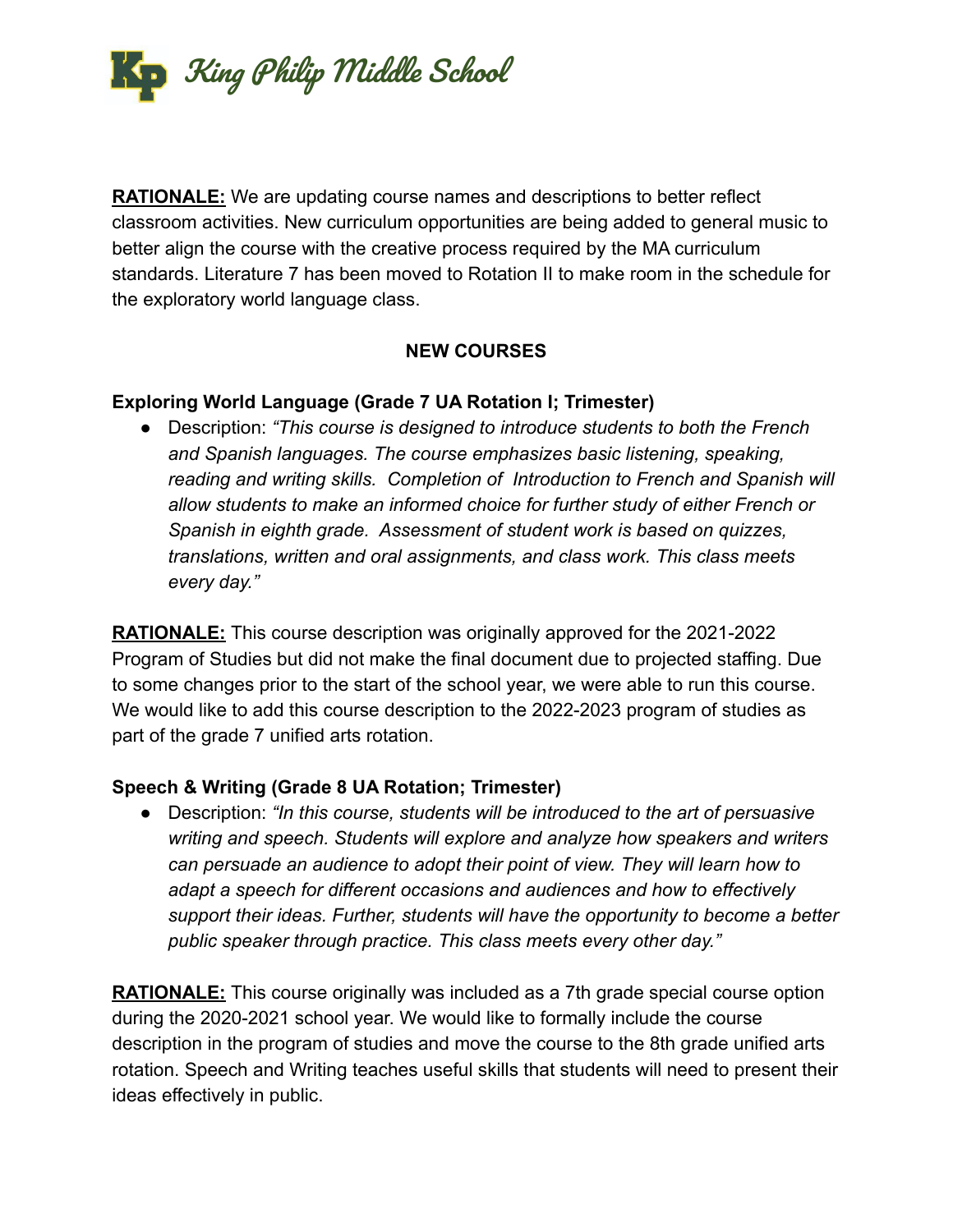**RATIONALE:** We are updating course names and descriptions to better reflect classroom activities. New curriculum opportunities are being added to general music to better align the course with the creative process required by the MA curriculum standards. Literature 7 has been moved to Rotation II to make room in the schedule for the exploratory world language class.

## NEW COURSES

### Exploring World Language (Grade 7 UA Rotation I; Trimester)

- Description: *"This course is designed to introduce students to both the French and Spanish languages. The course emphasizes basic listening, speaking, reading and writing skills. Completion of Introduction to French and Spanish will allow students to make an informed choice for further study of either French or Spanish in eighth grade. Assessment of student work is based on quizzes, translations, written and oral assignments, and class work. This class meets every day."*

**RATIONALE:** This course description was originally approved for the 2021-2022 Program of Studies but did not make the final document due to projected staffing. Due to some changes prior to the start of the school year, we were able to run this course. We would like to add this course description to the 2022-2023 program of studies as part of the grade 7 unified arts rotation.

### Speech & Writing (Grade 8 UA Rotation; Trimester)

- Description: *"In this course, students will be introduced to the art of persuasive writing and speech. Students will explore and analyze how speakers and writers can persuade an audience to adopt their point of view. They will learn how to adapt a speech for different occasions and audiences and how to effectively support their ideas. Further, students will have the opportunity to become a better public speaker through practice. This class meets every other day."*

**RATIONALE:** This course originally was included as a 7th grade special course option during the 2020-2021 school year. We would like to formally include the course description in the program of studies and move the course to the 8th grade unified arts rotation. Speech and Writing teaches useful skills that students will need to present their ideas effectively in public.